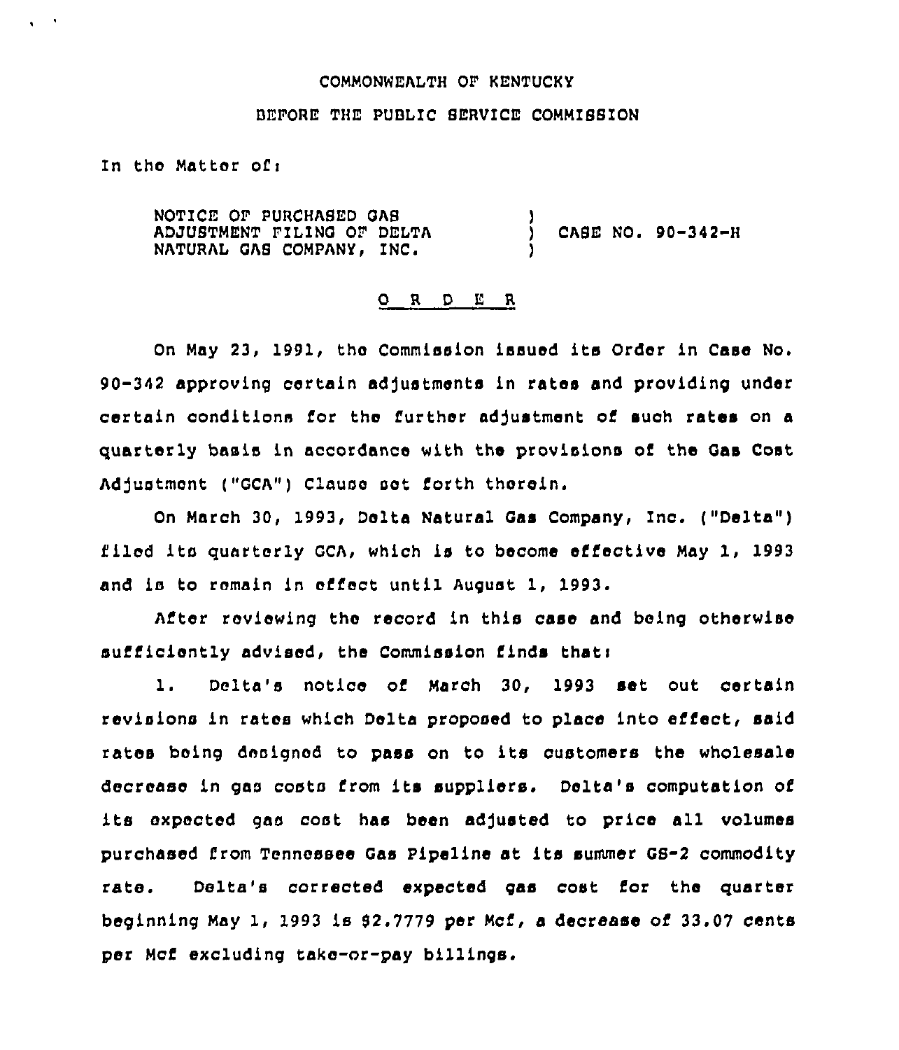COMMONWEALTH OF KENTUCKY

BEFORE THE PUBLIC SERVICE COMMISSION

In the Matter of:

NOTICE OF PURCHASED GAS ADJUSTMENT FILING OF DELTA NATURAL GAS COMPANY, INC. ) CASE NO. 90-342-H

O R D E R

On May 23, 1991, the Commission issued its Order in Case No. 90-342 approving certain adjustments in rates and providing under certain conditions for the further adjustment of such rates on a quarterly basis in accordance with the provisions of the Gas Cost Adjustment ("GCA") Clause set forth therein.

On March 30, 1993, Delta Natural Gas Company, Inc. ("Delta") filed its quarterly GCA, which is to become effective May 1, 1993 and is to remain in effect until August 1, 1993.

After reviewing the record in this case and being otherwise sufficiently advised, the Commission finds that:

1. Delta's notice of March 30, 1993 set out certain revisions in rates which Delta proposed to place into effect, said rates being designed to pass on to its customers the wholesale decrease in gas costs from its suppliers. Delta's computation of its expected gas cost has been adjusted to price all volumes purchased from Tennessee Gas Pipeline at its summer GS-2 commodity rate. Delta's corrected expected gas cost for the quarter beginning May 1, 1993 is $2.7779 per Mcf, a decrease of 33.07 cents per Mcf excluding take-or-pay billings.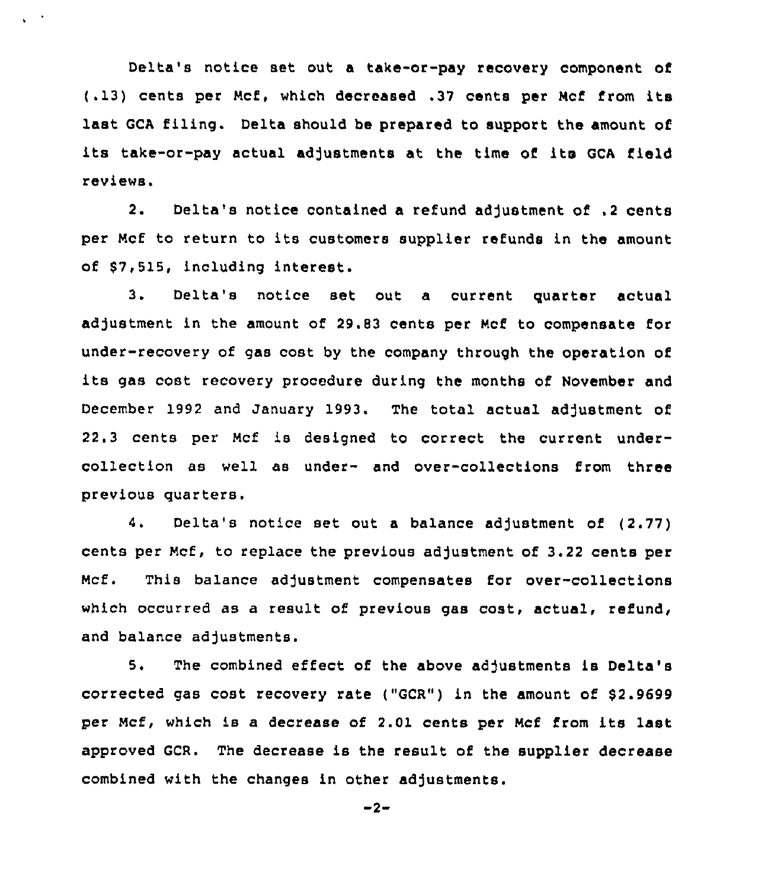Delta's notice set out a take-or-pay recovery component of (.13) cents per Mcf, which decreased .37 cents per Mcf from its last GCA filing. Delta should be prepared to support the amount of its take-or-pay actual adjustments at the time of its GCA field reviews.

2. Delta's notice contained a refund adjustment of .2 cents per Mcf to return to its customers supplier refunds in the amount of $7,515, including interest.

3. Delta's notice set out a current quarter actual adjustment in the amount of 29.83 cents per Mcf to compensate for under-recovery of gas cost by the company through the operation of its gas cost recovery procedure during the months of November and December 1992 and January 1993. The total actual adjustment of 22.3 cents per Mcf is designed to correct the current under-collection as well as under- and over-collections from three previous quarters.

4. Delta's notice set out a balance adjustment of (2.77) cents per Mcf, to replace the previous adjustment of 3.22 cents per Mcf. This balance adjustment compensates for over-collections which occurred as a result of previous gas cost, actual, refund, and balance adjustments.

5. The combined effect of the above adjustments is Delta's corrected gas cost recovery rate ("GCR") in the amount of $2.9699 per Mcf, which is a decrease of 2.01 cents per Mcf from its last approved GCR. The decrease is the result of the supplier decrease combined with the changes in other adjustments.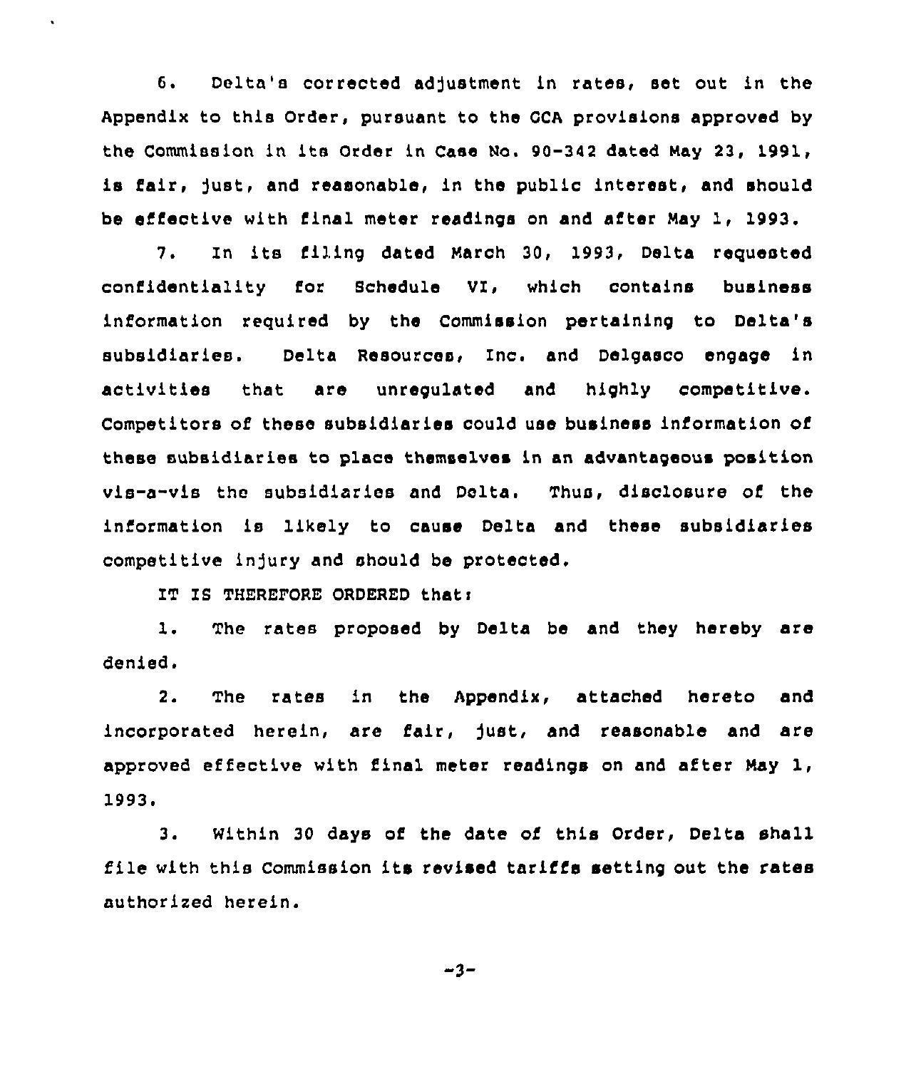6. Delta's corrected adjustment in rates, set out in the Appendix to this Order, pursuant to the GCA provisions approved by the Commission in its Order in Case No. 90-342 dated May 23, 1991, is fair, just, and reasonable, in the public interest, and should be effective with final meter readings on and after May 1, 1993.

7. In its filing dated March 30, 1993, Delta requested confidentiality for Schedule VI, which contains business information required by the Commission pertaining to Delta's subsidiaries. Delta Resources, Inc. and Delgasco engage in activities that are unregulated and highly competitive. Competitors of these subsidiaries could use business information of these subsidiaries to place themselves in an advantageous position vis-a-vis the subsidiaries and Delta. Thus, disclosure of the information is likely to cause Delta and these subsidiaries competitive injury and should be protected.

IT IS THEREFORE ORDERED that:

1. The rates proposed by Delta be and they hereby are denied.

2. The rates in the Appendix, attached hereto and incorporated herein, are fair, just, and reasonable and are approved effective with final meter readings on and after May 1, 1993.

3. Within 30 days of the date of this Order, Delta shall file with this Commission its revised tariffs setting out the rates authorized herein.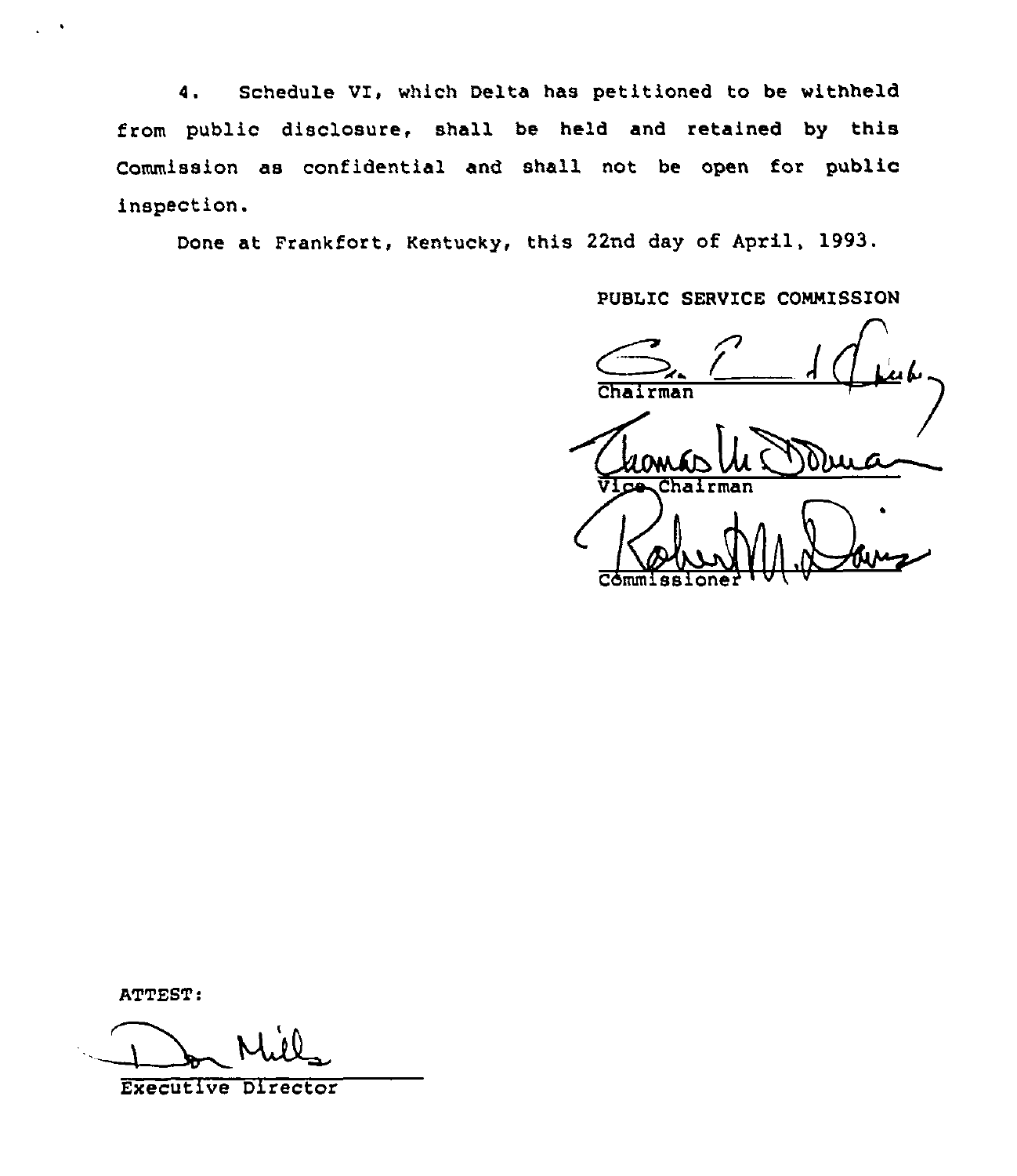4. Schedule VI, which Delta has petitioned to be withheld from public disclosure, shall be held and retained by this Commission as confidential and shall not be open for public inspection.

Done at Frankfort, Kentucky, this 22nd day of April, 1993.

PUBLIC SERVICE COMMISSION

Chairman

Vice Chairman

Commissioner

ATTEST:

Executive Director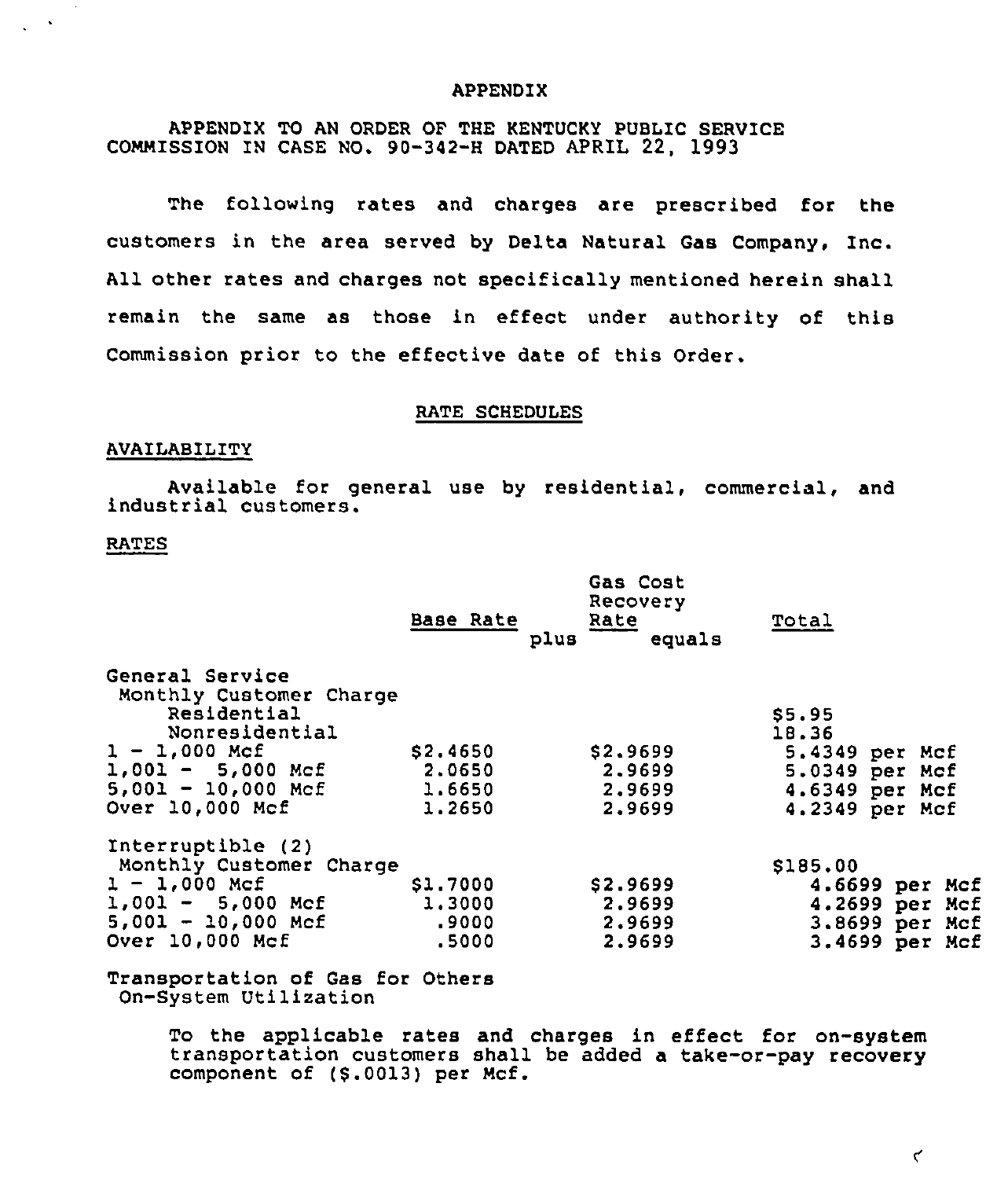# APPENDIX

APPENDIX TO AN ORDER OF THE KENTUCKY PUBLIC SERVICE COMMISSION IN CASE NO. 90-342-H DATED APRIL 22, 1993

The following rates and charges are prescribed for the customers in the area served by Delta Natural Gas Company, Inc. All other rates and charges not specifically mentioned herein shall remain the same as those in effect under authority of this Commission prior to the effective date of this Order.

## RATE SCHEDULES

### AVAILABILITY

Available for general use by residential, commercial, and industrial customers.

### RATES

| | Base Rate | plus | Gas Cost Recovery Rate | equals | Total |
|---|---|---|---|---|---|
| General Service | | | | | |
| Monthly Customer Charge | | | | | |
| Residential | | | | | $5.95 |
| Nonresidential | | | | | 18.36 |
| 1 - 1,000 Mcf | $2.4650 | | $2.9699 | | 5.4349 per Mcf |
| 1,001 - 5,000 Mcf | 2.0650 | | 2.9699 | | 5.0349 per Mcf |
| 5,001 - 10,000 Mcf | 1.6650 | | 2.9699 | | 4.6349 per Mcf |
| Over 10,000 Mcf | 1.2650 | | 2.9699 | | 4.2349 per Mcf |
| Interruptible (2) | | | | | |
| Monthly Customer Charge | | | | | $185.00 |
| 1 - 1,000 Mcf | $1.7000 | | $2.9699 | | 4.6699 per Mcf |
| 1,001 - 5,000 Mcf | 1.3000 | | 2.9699 | | 4.2699 per Mcf |
| 5,001 - 10,000 Mcf | .9000 | | 2.9699 | | 3.8699 per Mcf |
| Over 10,000 Mcf | .5000 | | 2.9699 | | 3.4699 per Mcf |

Transportation of Gas for Others
On-System Utilization

To the applicable rates and charges in effect for on-system transportation customers shall be added a take-or-pay recovery component of ($.0013) per Mcf.